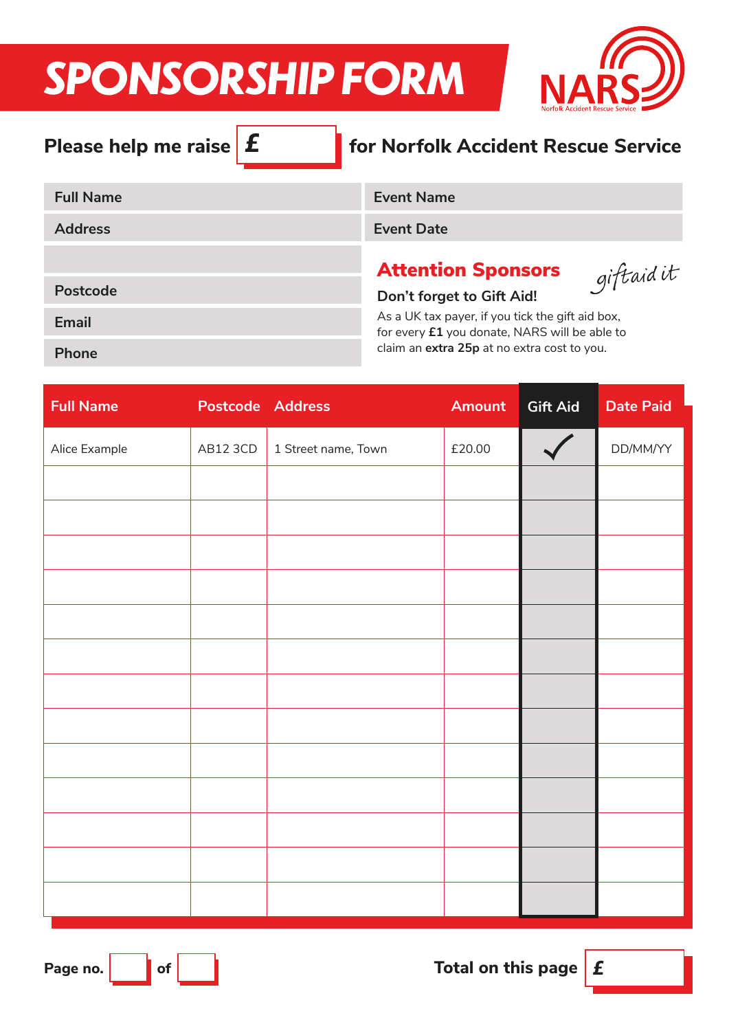# SPONSORSHIP FORM

NARS
Norfolk Accident Rescue Service

**Please help me raise £ ______ for Norfolk Accident Rescue Service**

| | |
|---|---|
| **Full Name** | **Event Name** |
| **Address** | **Event Date** |
| | |
| **Postcode** | |
| **Email** | |
| **Phone** | |

## Attention Sponsors

*giftaid it*

**Don't forget to Gift Aid!**

As a UK tax payer, if you tick the gift aid box, for every **£1** you donate, NARS will be able to claim an **extra 25p** at no extra cost to you.

| Full Name | Postcode | Address | Amount | Gift Aid | Date Paid |
|---|---|---|---|---|---|
| Alice Example | AB12 3CD | 1 Street name, Town | £20.00 | ✓ | DD/MM/YY |
| | | | | | |
| | | | | | |
| | | | | | |
| | | | | | |
| | | | | | |
| | | | | | |
| | | | | | |
| | | | | | |
| | | | | | |
| | | | | | |
| | | | | | |
| | | | | | |
| | | | | | |

**Page no.** ____ **of** ____

**Total on this page £** ______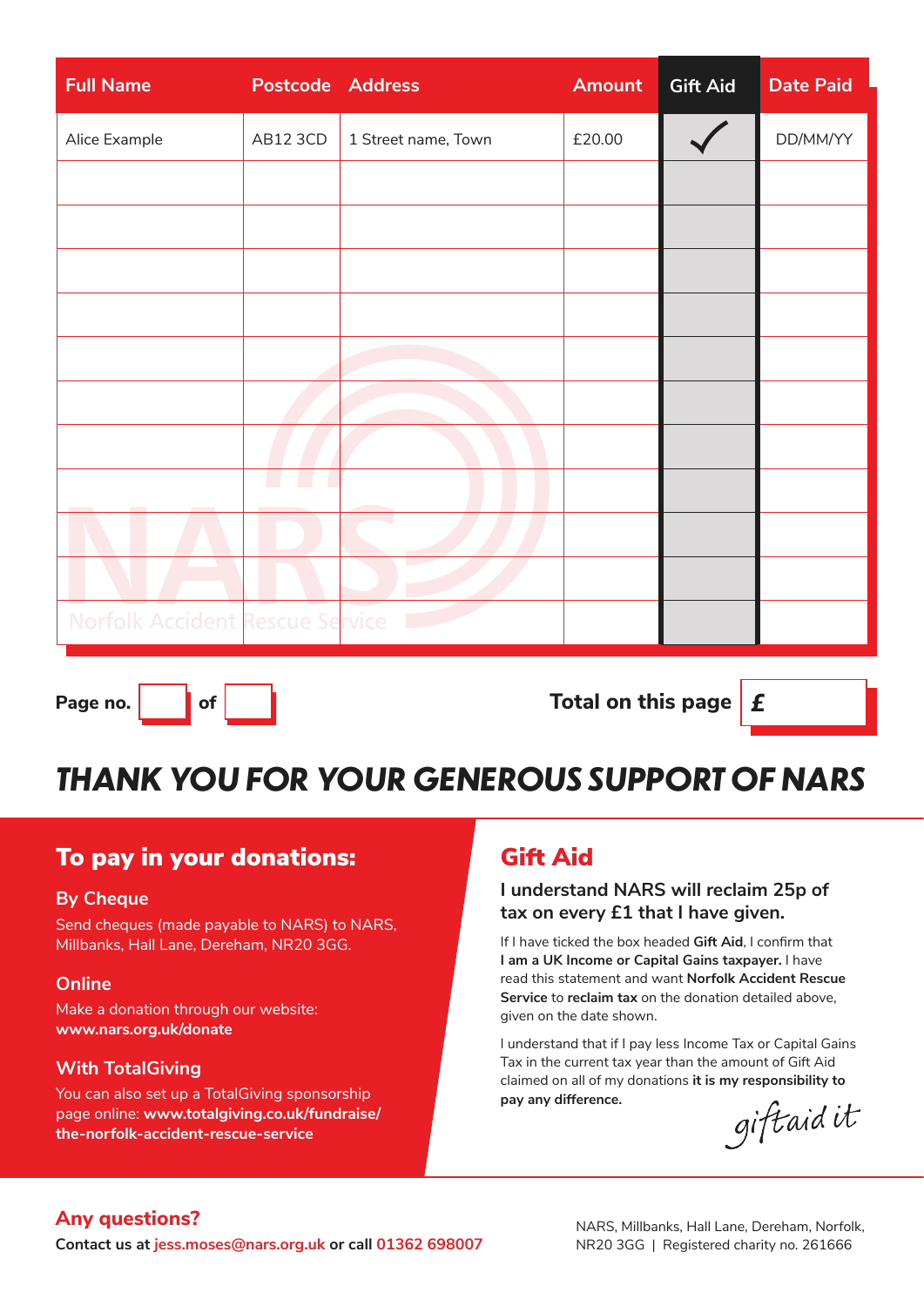| Full Name | Postcode | Address | Amount | Gift Aid | Date Paid |
|---|---|---|---|---|---|
| Alice Example | AB12 3CD | 1 Street name, Town | £20.00 | ✓ | DD/MM/YY |
| | | | | | |
| | | | | | |
| | | | | | |
| | | | | | |
| | | | | | |
| | | | | | |
| | | | | | |
| | | | | | |
| | | | | | |
| | | | | | |
| | | | | | |

**Page no.** ____ **of** ____

**Total on this page** £

# *THANK YOU FOR YOUR GENEROUS SUPPORT OF NARS*

## To pay in your donations:

### By Cheque

Send cheques (made payable to NARS) to NARS, Millbanks, Hall Lane, Dereham, NR20 3GG.

### Online

Make a donation through our website: **www.nars.org.uk/donate**

### With TotalGiving

You can also set up a TotalGiving sponsorship page online: **www.totalgiving.co.uk/fundraise/the-norfolk-accident-rescue-service**

## Gift Aid

**I understand NARS will reclaim 25p of tax on every £1 that I have given.**

If I have ticked the box headed **Gift Aid**, I confirm that **I am a UK Income or Capital Gains taxpayer.** I have read this statement and want **Norfolk Accident Rescue Service** to **reclaim tax** on the donation detailed above, given on the date shown.

I understand that if I pay less Income Tax or Capital Gains Tax in the current tax year than the amount of Gift Aid claimed on all of my donations **it is my responsibility to pay any difference.**

giftaid it

## Any questions?

**Contact us at jess.moses@nars.org.uk or call 01362 698007**

NARS, Millbanks, Hall Lane, Dereham, Norfolk, NR20 3GG | Registered charity no. 261666